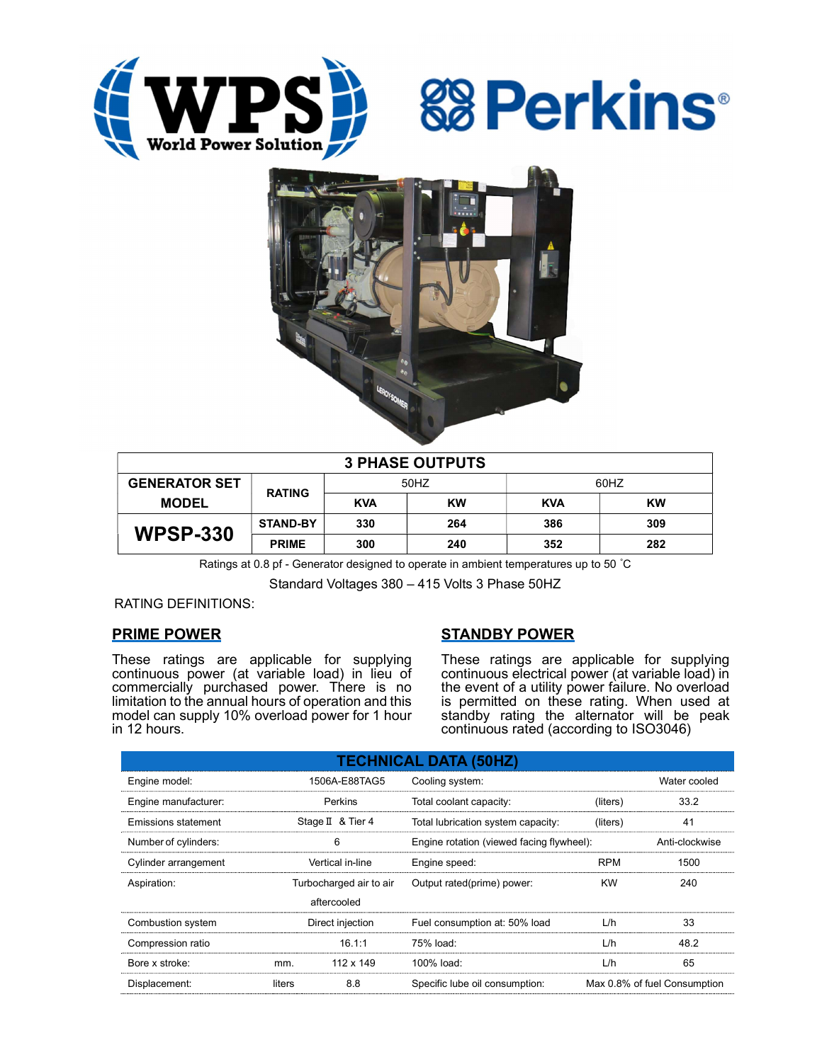WPS World Power Solution

Perkins®

| 3 PHASE OUTPUTS | | | | | |
|---|---|---|---|---|---|
| GENERATOR SET MODEL | RATING | 50HZ | | 60HZ | |
| | | KVA | KW | KVA | KW |
| WPSP-330 | STAND-BY | 330 | 264 | 386 | 309 |
| | PRIME | 300 | 240 | 352 | 282 |

Ratings at 0.8 pf - Generator designed to operate in ambient temperatures up to 50 ˚C

Standard Voltages 380 – 415 Volts 3 Phase 50HZ

RATING DEFINITIONS:

## PRIME POWER

These ratings are applicable for supplying continuous power (at variable load) in lieu of commercially purchased power. There is no limitation to the annual hours of operation and this model can supply 10% overload power for 1 hour in 12 hours.

## STANDBY POWER

These ratings are applicable for supplying continuous electrical power (at variable load) in the event of a utility power failure. No overload is permitted on these rating. When used at standby rating the alternator will be peak continuous rated (according to ISO3046)

## TECHNICAL DATA (50HZ)

| | | | | | |
|---|---|---|---|---|---|
| Engine model: | | 1506A-E88TAG5 | Cooling system: | | Water cooled |
| Engine manufacturer: | | Perkins | Total coolant capacity: | (liters) | 33.2 |
| Emissions statement | | Stage Ⅱ & Tier 4 | Total lubrication system capacity: | (liters) | 41 |
| Number of cylinders: | | 6 | Engine rotation (viewed facing flywheel): | | Anti-clockwise |
| Cylinder arrangement | | Vertical in-line | Engine speed: | RPM | 1500 |
| Aspiration: | | Turbocharged air to air aftercooled | Output rated(prime) power: | KW | 240 |
| Combustion system | | Direct injection | Fuel consumption at: 50% load | L/h | 33 |
| Compression ratio | | 16.1:1 | 75% load: | L/h | 48.2 |
| Bore x stroke: | mm. | 112 x 149 | 100% load: | L/h | 65 |
| Displacement: | liters | 8.8 | Specific lube oil consumption: | | Max 0.8% of fuel Consumption |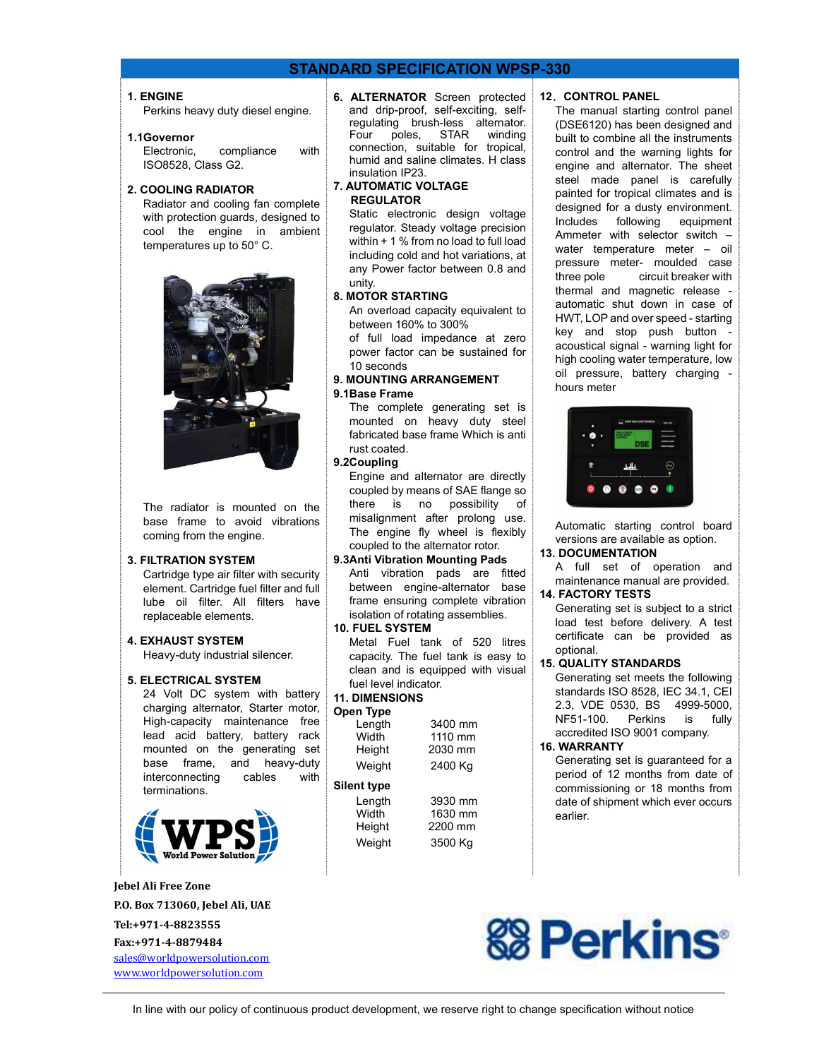# STANDARD SPECIFICATION WPSP-330

### 1. ENGINE

Perkins heavy duty diesel engine.

### 1.1Governor

Electronic, compliance with ISO8528, Class G2.

### 2. COOLING RADIATOR

Radiator and cooling fan complete with protection guards, designed to cool the engine in ambient temperatures up to 50° C.

The radiator is mounted on the base frame to avoid vibrations coming from the engine.

### 3. FILTRATION SYSTEM

Cartridge type air filter with security element. Cartridge fuel filter and full lube oil filter. All filters have replaceable elements.

### 4. EXHAUST SYSTEM

Heavy-duty industrial silencer.

### 5. ELECTRICAL SYSTEM

24 Volt DC system with battery charging alternator, Starter motor, High-capacity maintenance free lead acid battery, battery rack mounted on the generating set base frame, and heavy-duty interconnecting cables with terminations.

### 6. ALTERNATOR

Screen protected and drip-proof, self-exciting, self-regulating brush-less alternator. Four poles, STAR winding connection, suitable for tropical, humid and saline climates. H class insulation IP23.

### 7. AUTOMATIC VOLTAGE REGULATOR

Static electronic design voltage regulator. Steady voltage precision within + 1 % from no load to full load including cold and hot variations, at any Power factor between 0.8 and unity.

### 8. MOTOR STARTING

An overload capacity equivalent to between 160% to 300% of full load impedance at zero power factor can be sustained for 10 seconds

### 9. MOUNTING ARRANGEMENT

### 9.1Base Frame

The complete generating set is mounted on heavy duty steel fabricated base frame Which is anti rust coated.

### 9.2Coupling

Engine and alternator are directly coupled by means of SAE flange so there is no possibility of misalignment after prolong use. The engine fly wheel is flexibly coupled to the alternator rotor.

### 9.3Anti Vibration Mounting Pads

Anti vibration pads are fitted between engine-alternator base frame ensuring complete vibration isolation of rotating assemblies.

### 10. FUEL SYSTEM

Metal Fuel tank of 520 litres capacity. The fuel tank is easy to clean and is equipped with visual fuel level indicator.

### 11. DIMENSIONS

**Open Type**

| | |
|---|---|
| Length | 3400 mm |
| Width | 1110 mm |
| Height | 2030 mm |
| Weight | 2400 Kg |

**Silent type**

| | |
|---|---|
| Length | 3930 mm |
| Width | 1630 mm |
| Height | 2200 mm |
| Weight | 3500 Kg |

### 12. CONTROL PANEL

The manual starting control panel (DSE6120) has been designed and built to combine all the instruments control and the warning lights for engine and alternator. The sheet steel made panel is carefully painted for tropical climates and is designed for a dusty environment. Includes following equipment Ammeter with selector switch – water temperature meter – oil pressure meter- moulded case three pole circuit breaker with thermal and magnetic release - automatic shut down in case of HWT, LOP and over speed - starting key and stop push button - acoustical signal - warning light for high cooling water temperature, low oil pressure, battery charging - hours meter

Automatic starting control board versions are available as option.

### 13. DOCUMENTATION

A full set of operation and maintenance manual are provided.

### 14. FACTORY TESTS

Generating set is subject to a strict load test before delivery. A test certificate can be provided as optional.

### 15. QUALITY STANDARDS

Generating set meets the following standards ISO 8528, IEC 34.1, CEI 2.3, VDE 0530, BS 4999-5000, NF51-100. Perkins is fully accredited ISO 9001 company.

### 16. WARRANTY

Generating set is guaranteed for a period of 12 months from date of commissioning or 18 months from date of shipment which ever occurs earlier.

WPS World Power Solution

**Jebel Ali Free Zone**
**P.O. Box 713060, Jebel Ali, UAE**
**Tel:+971-4-8823555**
**Fax:+971-4-8879484**
sales@worldpowersolution.com
www.worldpowersolution.com

Perkins

In line with our policy of continuous product development, we reserve right to change specification without notice